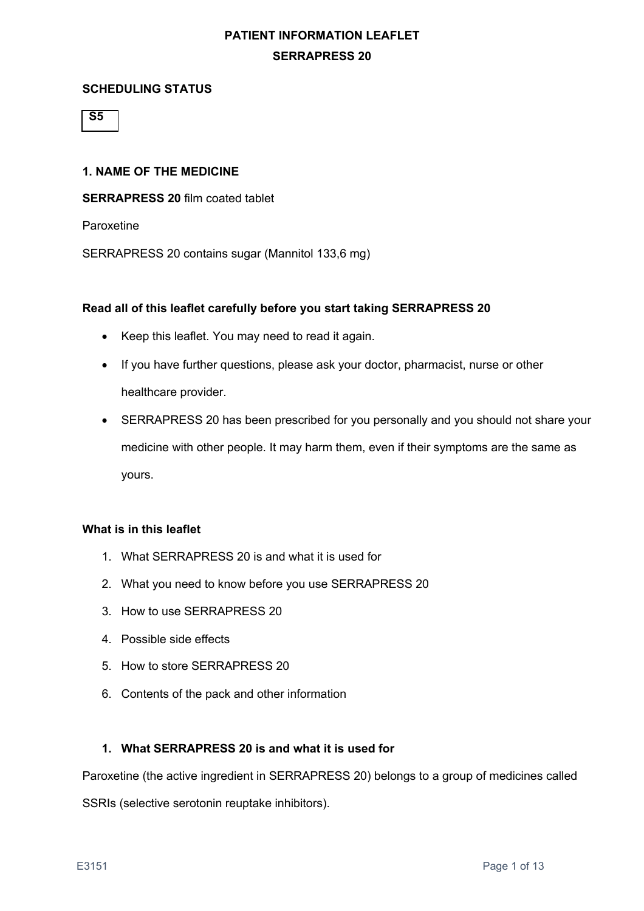# PATIENT INFORMATION LEAFLET

# SERRAPRESS 20

**SCHEDULING STATUS**

**S5**

**1. NAME OF THE MEDICINE**

**SERRAPRESS 20** film coated tablet

Paroxetine

SERRAPRESS 20 contains sugar (Mannitol 133,6 mg)

**Read all of this leaflet carefully before you start taking SERRAPRESS 20**

- Keep this leaflet. You may need to read it again.
- If you have further questions, please ask your doctor, pharmacist, nurse or other healthcare provider.
- SERRAPRESS 20 has been prescribed for you personally and you should not share your medicine with other people. It may harm them, even if their symptoms are the same as yours.

**What is in this leaflet**

1. What SERRAPRESS 20 is and what it is used for
2. What you need to know before you use SERRAPRESS 20
3. How to use SERRAPRESS 20
4. Possible side effects
5. How to store SERRAPRESS 20
6. Contents of the pack and other information

## 1. What SERRAPRESS 20 is and what it is used for

Paroxetine (the active ingredient in SERRAPRESS 20) belongs to a group of medicines called SSRIs (selective serotonin reuptake inhibitors).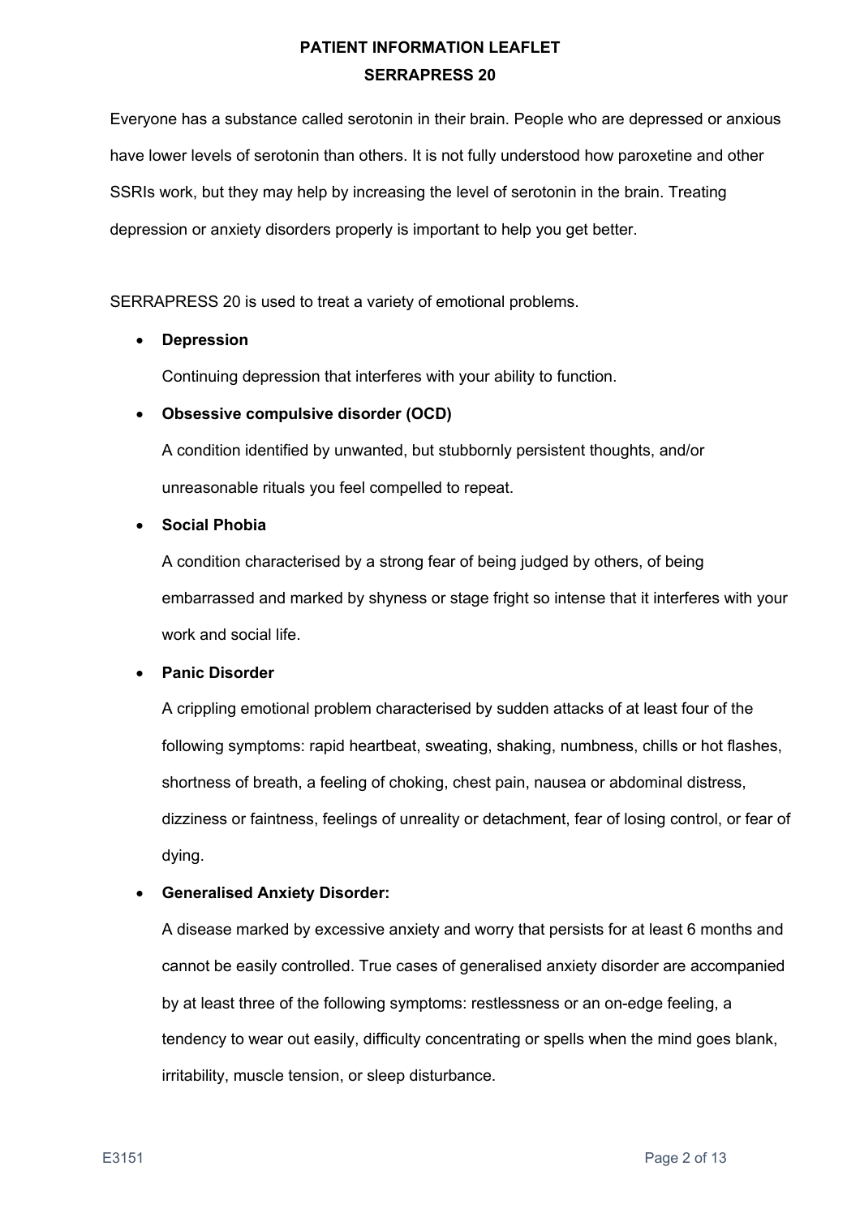Everyone has a substance called serotonin in their brain. People who are depressed or anxious have lower levels of serotonin than others. It is not fully understood how paroxetine and other SSRIs work, but they may help by increasing the level of serotonin in the brain. Treating depression or anxiety disorders properly is important to help you get better.

SERRAPRESS 20 is used to treat a variety of emotional problems.

- **Depression**

  Continuing depression that interferes with your ability to function.

- **Obsessive compulsive disorder (OCD)**

  A condition identified by unwanted, but stubbornly persistent thoughts, and/or unreasonable rituals you feel compelled to repeat.

- **Social Phobia**

  A condition characterised by a strong fear of being judged by others, of being embarrassed and marked by shyness or stage fright so intense that it interferes with your work and social life.

- **Panic Disorder**

  A crippling emotional problem characterised by sudden attacks of at least four of the following symptoms: rapid heartbeat, sweating, shaking, numbness, chills or hot flashes, shortness of breath, a feeling of choking, chest pain, nausea or abdominal distress, dizziness or faintness, feelings of unreality or detachment, fear of losing control, or fear of dying.

- **Generalised Anxiety Disorder:**

  A disease marked by excessive anxiety and worry that persists for at least 6 months and cannot be easily controlled. True cases of generalised anxiety disorder are accompanied by at least three of the following symptoms: restlessness or an on-edge feeling, a tendency to wear out easily, difficulty concentrating or spells when the mind goes blank, irritability, muscle tension, or sleep disturbance.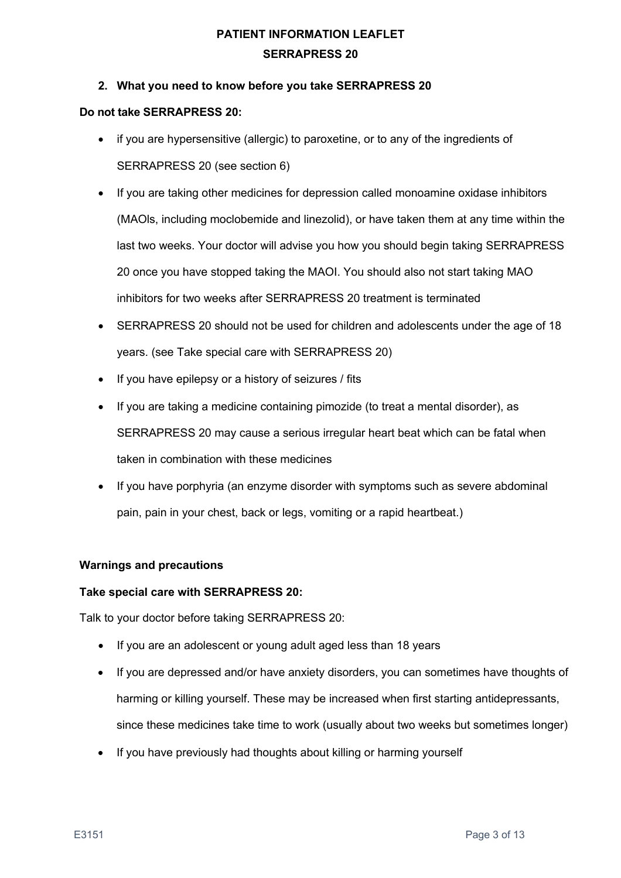## 2. What you need to know before you take SERRAPRESS 20

**Do not take SERRAPRESS 20:**

- if you are hypersensitive (allergic) to paroxetine, or to any of the ingredients of SERRAPRESS 20 (see section 6)
- If you are taking other medicines for depression called monoamine oxidase inhibitors (MAOIs, including moclobemide and linezolid), or have taken them at any time within the last two weeks. Your doctor will advise you how you should begin taking SERRAPRESS 20 once you have stopped taking the MAOI. You should also not start taking MAO inhibitors for two weeks after SERRAPRESS 20 treatment is terminated
- SERRAPRESS 20 should not be used for children and adolescents under the age of 18 years. (see Take special care with SERRAPRESS 20)
- If you have epilepsy or a history of seizures / fits
- If you are taking a medicine containing pimozide (to treat a mental disorder), as SERRAPRESS 20 may cause a serious irregular heart beat which can be fatal when taken in combination with these medicines
- If you have porphyria (an enzyme disorder with symptoms such as severe abdominal pain, pain in your chest, back or legs, vomiting or a rapid heartbeat.)

**Warnings and precautions**

**Take special care with SERRAPRESS 20:**

Talk to your doctor before taking SERRAPRESS 20:

- If you are an adolescent or young adult aged less than 18 years
- If you are depressed and/or have anxiety disorders, you can sometimes have thoughts of harming or killing yourself. These may be increased when first starting antidepressants, since these medicines take time to work (usually about two weeks but sometimes longer)
- If you have previously had thoughts about killing or harming yourself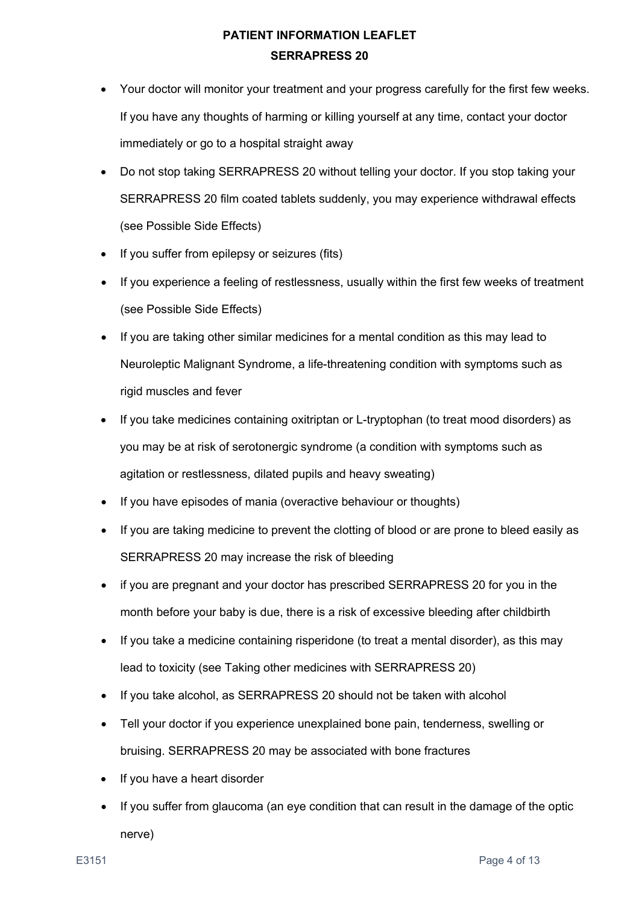- Your doctor will monitor your treatment and your progress carefully for the first few weeks. If you have any thoughts of harming or killing yourself at any time, contact your doctor immediately or go to a hospital straight away
- Do not stop taking SERRAPRESS 20 without telling your doctor. If you stop taking your SERRAPRESS 20 film coated tablets suddenly, you may experience withdrawal effects (see Possible Side Effects)
- If you suffer from epilepsy or seizures (fits)
- If you experience a feeling of restlessness, usually within the first few weeks of treatment (see Possible Side Effects)
- If you are taking other similar medicines for a mental condition as this may lead to Neuroleptic Malignant Syndrome, a life-threatening condition with symptoms such as rigid muscles and fever
- If you take medicines containing oxitriptan or L-tryptophan (to treat mood disorders) as you may be at risk of serotonergic syndrome (a condition with symptoms such as agitation or restlessness, dilated pupils and heavy sweating)
- If you have episodes of mania (overactive behaviour or thoughts)
- If you are taking medicine to prevent the clotting of blood or are prone to bleed easily as SERRAPRESS 20 may increase the risk of bleeding
- if you are pregnant and your doctor has prescribed SERRAPRESS 20 for you in the month before your baby is due, there is a risk of excessive bleeding after childbirth
- If you take a medicine containing risperidone (to treat a mental disorder), as this may lead to toxicity (see Taking other medicines with SERRAPRESS 20)
- If you take alcohol, as SERRAPRESS 20 should not be taken with alcohol
- Tell your doctor if you experience unexplained bone pain, tenderness, swelling or bruising. SERRAPRESS 20 may be associated with bone fractures
- If you have a heart disorder
- If you suffer from glaucoma (an eye condition that can result in the damage of the optic nerve)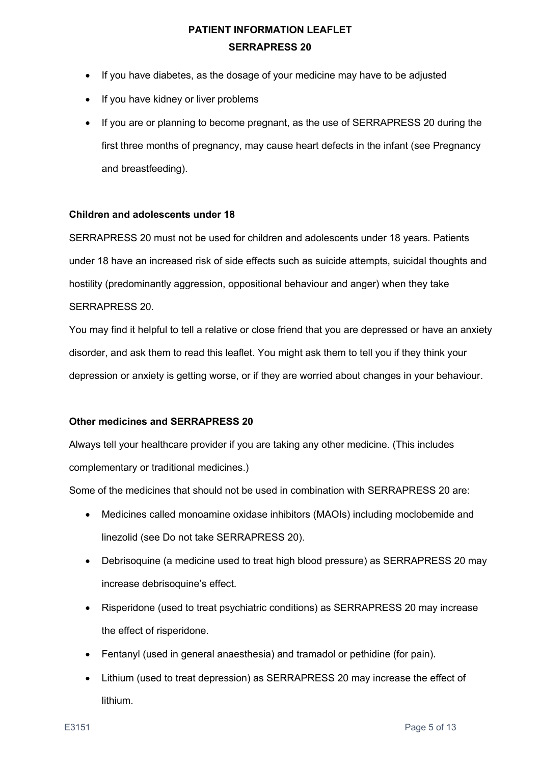- If you have diabetes, as the dosage of your medicine may have to be adjusted
- If you have kidney or liver problems
- If you are or planning to become pregnant, as the use of SERRAPRESS 20 during the first three months of pregnancy, may cause heart defects in the infant (see Pregnancy and breastfeeding).

**Children and adolescents under 18**

SERRAPRESS 20 must not be used for children and adolescents under 18 years. Patients under 18 have an increased risk of side effects such as suicide attempts, suicidal thoughts and hostility (predominantly aggression, oppositional behaviour and anger) when they take SERRAPRESS 20.

You may find it helpful to tell a relative or close friend that you are depressed or have an anxiety disorder, and ask them to read this leaflet. You might ask them to tell you if they think your depression or anxiety is getting worse, or if they are worried about changes in your behaviour.

**Other medicines and SERRAPRESS 20**

Always tell your healthcare provider if you are taking any other medicine. (This includes complementary or traditional medicines.)

Some of the medicines that should not be used in combination with SERRAPRESS 20 are:

- Medicines called monoamine oxidase inhibitors (MAOIs) including moclobemide and linezolid (see Do not take SERRAPRESS 20).
- Debrisoquine (a medicine used to treat high blood pressure) as SERRAPRESS 20 may increase debrisoquine's effect.
- Risperidone (used to treat psychiatric conditions) as SERRAPRESS 20 may increase the effect of risperidone.
- Fentanyl (used in general anaesthesia) and tramadol or pethidine (for pain).
- Lithium (used to treat depression) as SERRAPRESS 20 may increase the effect of lithium.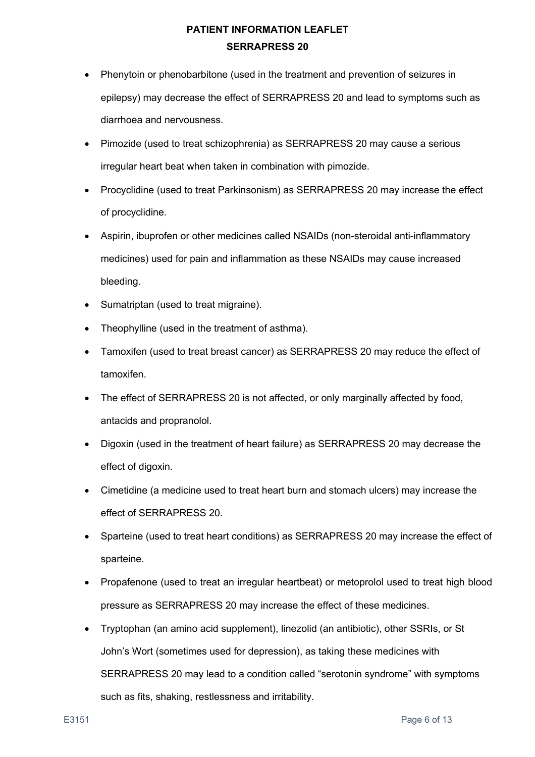- Phenytoin or phenobarbitone (used in the treatment and prevention of seizures in epilepsy) may decrease the effect of SERRAPRESS 20 and lead to symptoms such as diarrhoea and nervousness.
- Pimozide (used to treat schizophrenia) as SERRAPRESS 20 may cause a serious irregular heart beat when taken in combination with pimozide.
- Procyclidine (used to treat Parkinsonism) as SERRAPRESS 20 may increase the effect of procyclidine.
- Aspirin, ibuprofen or other medicines called NSAIDs (non-steroidal anti-inflammatory medicines) used for pain and inflammation as these NSAIDs may cause increased bleeding.
- Sumatriptan (used to treat migraine).
- Theophylline (used in the treatment of asthma).
- Tamoxifen (used to treat breast cancer) as SERRAPRESS 20 may reduce the effect of tamoxifen.
- The effect of SERRAPRESS 20 is not affected, or only marginally affected by food, antacids and propranolol.
- Digoxin (used in the treatment of heart failure) as SERRAPRESS 20 may decrease the effect of digoxin.
- Cimetidine (a medicine used to treat heart burn and stomach ulcers) may increase the effect of SERRAPRESS 20.
- Sparteine (used to treat heart conditions) as SERRAPRESS 20 may increase the effect of sparteine.
- Propafenone (used to treat an irregular heartbeat) or metoprolol used to treat high blood pressure as SERRAPRESS 20 may increase the effect of these medicines.
- Tryptophan (an amino acid supplement), linezolid (an antibiotic), other SSRIs, or St John's Wort (sometimes used for depression), as taking these medicines with SERRAPRESS 20 may lead to a condition called "serotonin syndrome" with symptoms such as fits, shaking, restlessness and irritability.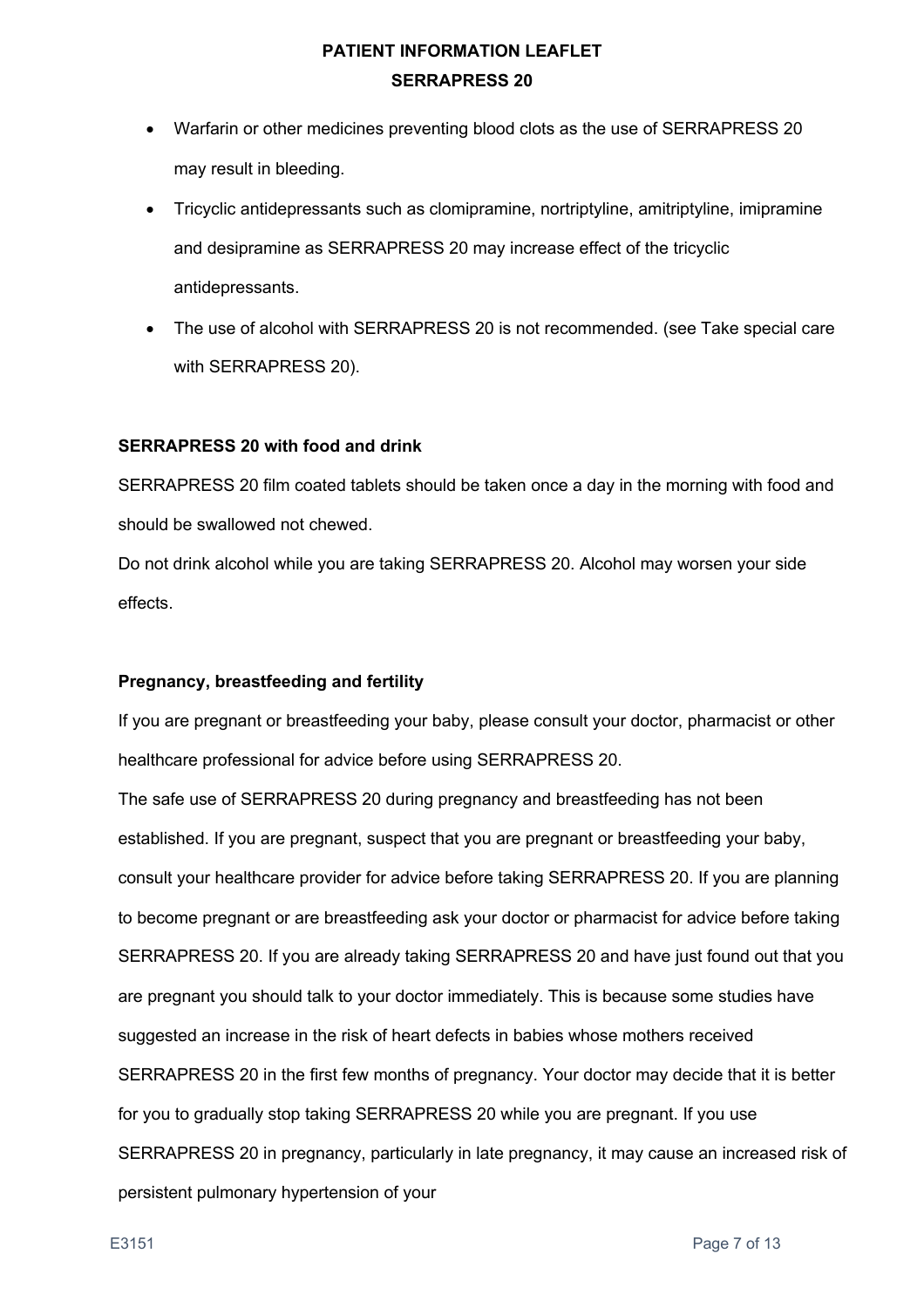- Warfarin or other medicines preventing blood clots as the use of SERRAPRESS 20 may result in bleeding.
- Tricyclic antidepressants such as clomipramine, nortriptyline, amitriptyline, imipramine and desipramine as SERRAPRESS 20 may increase effect of the tricyclic antidepressants.
- The use of alcohol with SERRAPRESS 20 is not recommended. (see Take special care with SERRAPRESS 20).

**SERRAPRESS 20 with food and drink**

SERRAPRESS 20 film coated tablets should be taken once a day in the morning with food and should be swallowed not chewed.

Do not drink alcohol while you are taking SERRAPRESS 20. Alcohol may worsen your side effects.

**Pregnancy, breastfeeding and fertility**

If you are pregnant or breastfeeding your baby, please consult your doctor, pharmacist or other healthcare professional for advice before using SERRAPRESS 20.

The safe use of SERRAPRESS 20 during pregnancy and breastfeeding has not been established. If you are pregnant, suspect that you are pregnant or breastfeeding your baby, consult your healthcare provider for advice before taking SERRAPRESS 20. If you are planning to become pregnant or are breastfeeding ask your doctor or pharmacist for advice before taking SERRAPRESS 20. If you are already taking SERRAPRESS 20 and have just found out that you are pregnant you should talk to your doctor immediately. This is because some studies have suggested an increase in the risk of heart defects in babies whose mothers received SERRAPRESS 20 in the first few months of pregnancy. Your doctor may decide that it is better for you to gradually stop taking SERRAPRESS 20 while you are pregnant. If you use SERRAPRESS 20 in pregnancy, particularly in late pregnancy, it may cause an increased risk of persistent pulmonary hypertension of your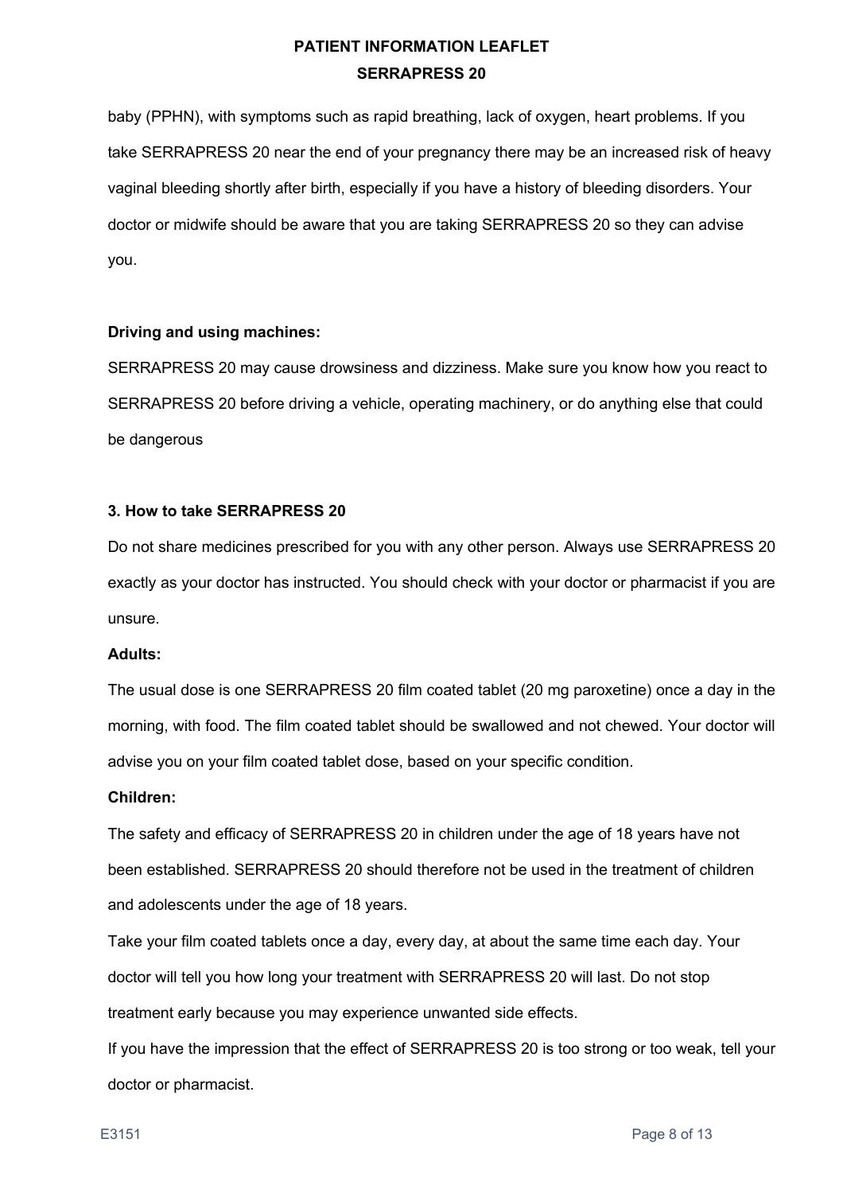baby (PPHN), with symptoms such as rapid breathing, lack of oxygen, heart problems. If you take SERRAPRESS 20 near the end of your pregnancy there may be an increased risk of heavy vaginal bleeding shortly after birth, especially if you have a history of bleeding disorders. Your doctor or midwife should be aware that you are taking SERRAPRESS 20 so they can advise you.

**Driving and using machines:**

SERRAPRESS 20 may cause drowsiness and dizziness. Make sure you know how you react to SERRAPRESS 20 before driving a vehicle, operating machinery, or do anything else that could be dangerous

## 3. How to take SERRAPRESS 20

Do not share medicines prescribed for you with any other person. Always use SERRAPRESS 20 exactly as your doctor has instructed. You should check with your doctor or pharmacist if you are unsure.

**Adults:**

The usual dose is one SERRAPRESS 20 film coated tablet (20 mg paroxetine) once a day in the morning, with food. The film coated tablet should be swallowed and not chewed. Your doctor will advise you on your film coated tablet dose, based on your specific condition.

**Children:**

The safety and efficacy of SERRAPRESS 20 in children under the age of 18 years have not been established. SERRAPRESS 20 should therefore not be used in the treatment of children and adolescents under the age of 18 years.

Take your film coated tablets once a day, every day, at about the same time each day. Your doctor will tell you how long your treatment with SERRAPRESS 20 will last. Do not stop treatment early because you may experience unwanted side effects.

If you have the impression that the effect of SERRAPRESS 20 is too strong or too weak, tell your doctor or pharmacist.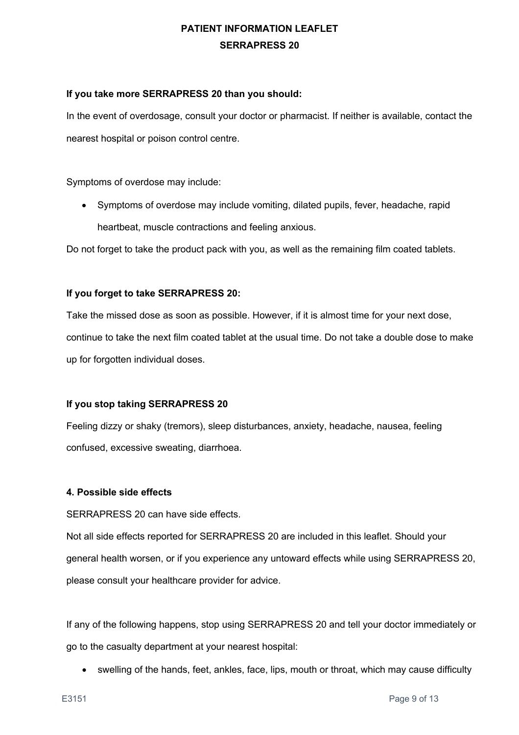**If you take more SERRAPRESS 20 than you should:**

In the event of overdosage, consult your doctor or pharmacist. If neither is available, contact the nearest hospital or poison control centre.

Symptoms of overdose may include:

- Symptoms of overdose may include vomiting, dilated pupils, fever, headache, rapid heartbeat, muscle contractions and feeling anxious.

Do not forget to take the product pack with you, as well as the remaining film coated tablets.

**If you forget to take SERRAPRESS 20:**

Take the missed dose as soon as possible. However, if it is almost time for your next dose, continue to take the next film coated tablet at the usual time. Do not take a double dose to make up for forgotten individual doses.

**If you stop taking SERRAPRESS 20**

Feeling dizzy or shaky (tremors), sleep disturbances, anxiety, headache, nausea, feeling confused, excessive sweating, diarrhoea.

**4. Possible side effects**

SERRAPRESS 20 can have side effects.

Not all side effects reported for SERRAPRESS 20 are included in this leaflet. Should your general health worsen, or if you experience any untoward effects while using SERRAPRESS 20, please consult your healthcare provider for advice.

If any of the following happens, stop using SERRAPRESS 20 and tell your doctor immediately or go to the casualty department at your nearest hospital:

- swelling of the hands, feet, ankles, face, lips, mouth or throat, which may cause difficulty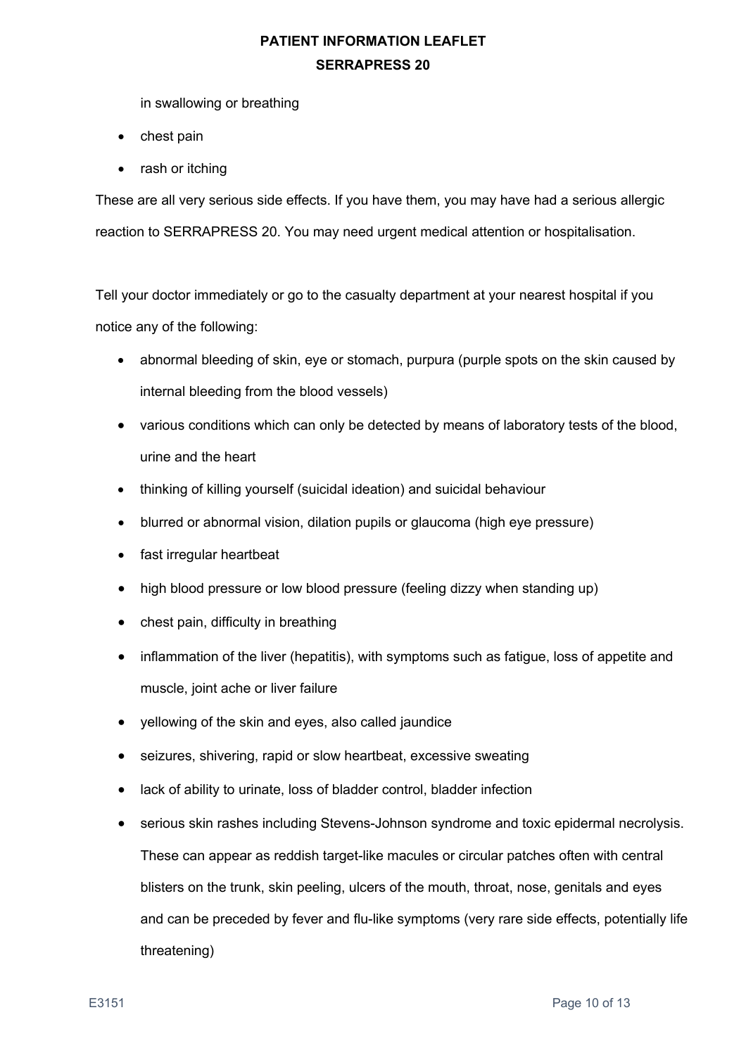in swallowing or breathing

- chest pain
- rash or itching

These are all very serious side effects. If you have them, you may have had a serious allergic reaction to SERRAPRESS 20. You may need urgent medical attention or hospitalisation.

Tell your doctor immediately or go to the casualty department at your nearest hospital if you notice any of the following:

- abnormal bleeding of skin, eye or stomach, purpura (purple spots on the skin caused by internal bleeding from the blood vessels)
- various conditions which can only be detected by means of laboratory tests of the blood, urine and the heart
- thinking of killing yourself (suicidal ideation) and suicidal behaviour
- blurred or abnormal vision, dilation pupils or glaucoma (high eye pressure)
- fast irregular heartbeat
- high blood pressure or low blood pressure (feeling dizzy when standing up)
- chest pain, difficulty in breathing
- inflammation of the liver (hepatitis), with symptoms such as fatigue, loss of appetite and muscle, joint ache or liver failure
- yellowing of the skin and eyes, also called jaundice
- seizures, shivering, rapid or slow heartbeat, excessive sweating
- lack of ability to urinate, loss of bladder control, bladder infection
- serious skin rashes including Stevens-Johnson syndrome and toxic epidermal necrolysis. These can appear as reddish target-like macules or circular patches often with central blisters on the trunk, skin peeling, ulcers of the mouth, throat, nose, genitals and eyes and can be preceded by fever and flu-like symptoms (very rare side effects, potentially life threatening)

E3151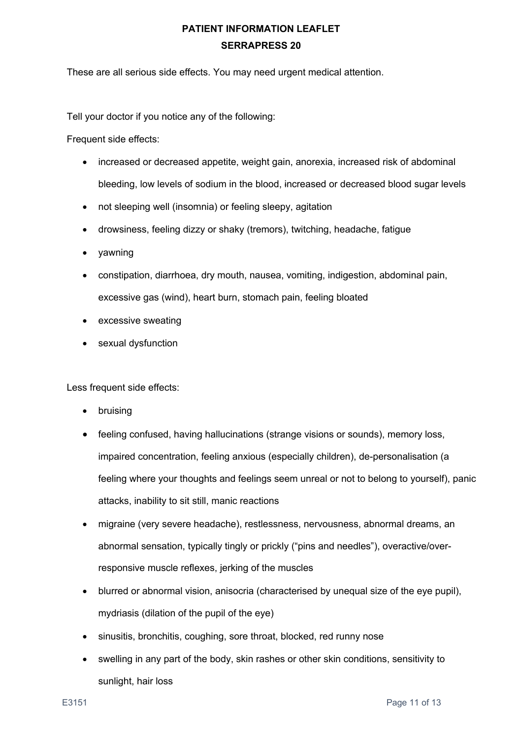These are all serious side effects. You may need urgent medical attention.

Tell your doctor if you notice any of the following:

Frequent side effects:

- increased or decreased appetite, weight gain, anorexia, increased risk of abdominal bleeding, low levels of sodium in the blood, increased or decreased blood sugar levels
- not sleeping well (insomnia) or feeling sleepy, agitation
- drowsiness, feeling dizzy or shaky (tremors), twitching, headache, fatigue
- yawning
- constipation, diarrhoea, dry mouth, nausea, vomiting, indigestion, abdominal pain, excessive gas (wind), heart burn, stomach pain, feeling bloated
- excessive sweating
- sexual dysfunction

Less frequent side effects:

- bruising
- feeling confused, having hallucinations (strange visions or sounds), memory loss, impaired concentration, feeling anxious (especially children), de-personalisation (a feeling where your thoughts and feelings seem unreal or not to belong to yourself), panic attacks, inability to sit still, manic reactions
- migraine (very severe headache), restlessness, nervousness, abnormal dreams, an abnormal sensation, typically tingly or prickly ("pins and needles"), overactive/over-responsive muscle reflexes, jerking of the muscles
- blurred or abnormal vision, anisocria (characterised by unequal size of the eye pupil), mydriasis (dilation of the pupil of the eye)
- sinusitis, bronchitis, coughing, sore throat, blocked, red runny nose
- swelling in any part of the body, skin rashes or other skin conditions, sensitivity to sunlight, hair loss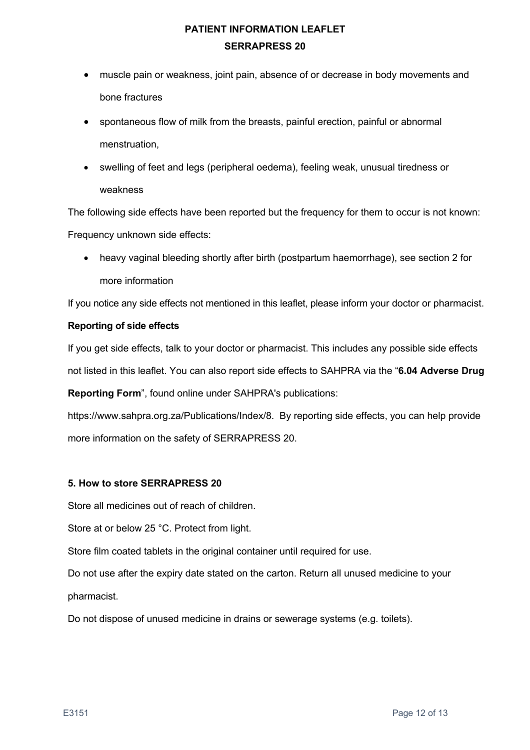- muscle pain or weakness, joint pain, absence of or decrease in body movements and bone fractures
- spontaneous flow of milk from the breasts, painful erection, painful or abnormal menstruation,
- swelling of feet and legs (peripheral oedema), feeling weak, unusual tiredness or weakness

The following side effects have been reported but the frequency for them to occur is not known:

Frequency unknown side effects:

- heavy vaginal bleeding shortly after birth (postpartum haemorrhage), see section 2 for more information

If you notice any side effects not mentioned in this leaflet, please inform your doctor or pharmacist.

**Reporting of side effects**

If you get side effects, talk to your doctor or pharmacist. This includes any possible side effects not listed in this leaflet. You can also report side effects to SAHPRA via the "**6.04 Adverse Drug Reporting Form**", found online under SAHPRA's publications: https://www.sahpra.org.za/Publications/Index/8. By reporting side effects, you can help provide more information on the safety of SERRAPRESS 20.

**5. How to store SERRAPRESS 20**

Store all medicines out of reach of children.

Store at or below 25 °C. Protect from light.

Store film coated tablets in the original container until required for use.

Do not use after the expiry date stated on the carton. Return all unused medicine to your pharmacist.

Do not dispose of unused medicine in drains or sewerage systems (e.g. toilets).